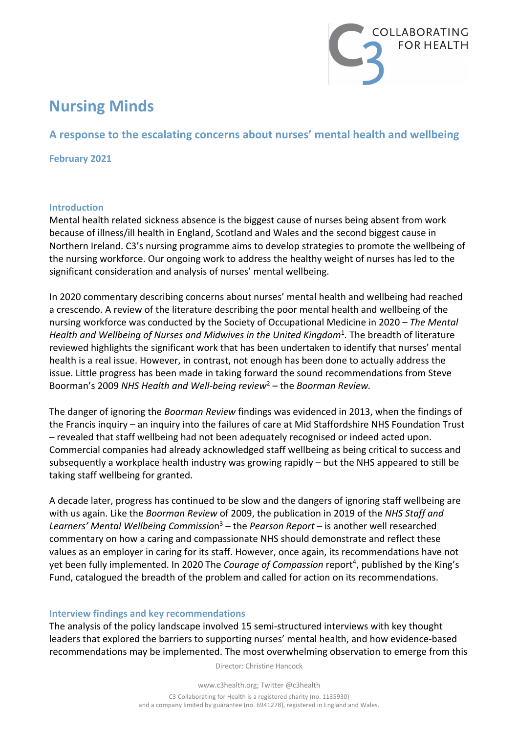# Nursing Minds

## A response to the escalating concerns about nurses' mental health and wellbeing

**February 2021**

### Introduction

Mental health related sickness absence is the biggest cause of nurses being absent from work because of illness/ill health in England, Scotland and Wales and the second biggest cause in Northern Ireland. C3's nursing programme aims to develop strategies to promote the wellbeing of the nursing workforce. Our ongoing work to address the healthy weight of nurses has led to the significant consideration and analysis of nurses' mental wellbeing.

In 2020 commentary describing concerns about nurses' mental health and wellbeing had reached a crescendo. A review of the literature describing the poor mental health and wellbeing of the nursing workforce was conducted by the Society of Occupational Medicine in 2020 – *The Mental Health and Wellbeing of Nurses and Midwives in the United Kingdom*[1]. The breadth of literature reviewed highlights the significant work that has been undertaken to identify that nurses' mental health is a real issue. However, in contrast, not enough has been done to actually address the issue. Little progress has been made in taking forward the sound recommendations from Steve Boorman's 2009 *NHS Health and Well-being review*[2] – the *Boorman Review.*

The danger of ignoring the *Boorman Review* findings was evidenced in 2013, when the findings of the Francis inquiry – an inquiry into the failures of care at Mid Staffordshire NHS Foundation Trust – revealed that staff wellbeing had not been adequately recognised or indeed acted upon. Commercial companies had already acknowledged staff wellbeing as being critical to success and subsequently a workplace health industry was growing rapidly – but the NHS appeared to still be taking staff wellbeing for granted.

A decade later, progress has continued to be slow and the dangers of ignoring staff wellbeing are with us again. Like the *Boorman Review* of 2009, the publication in 2019 of the *NHS Staff and Learners' Mental Wellbeing Commission*[3] – the *Pearson Report* – is another well researched commentary on how a caring and compassionate NHS should demonstrate and reflect these values as an employer in caring for its staff. However, once again, its recommendations have not yet been fully implemented. In 2020 The *Courage of Compassion* report[4], published by the King's Fund, catalogued the breadth of the problem and called for action on its recommendations.

### Interview findings and key recommendations

The analysis of the policy landscape involved 15 semi-structured interviews with key thought leaders that explored the barriers to supporting nurses' mental health, and how evidence-based recommendations may be implemented. The most overwhelming observation to emerge from this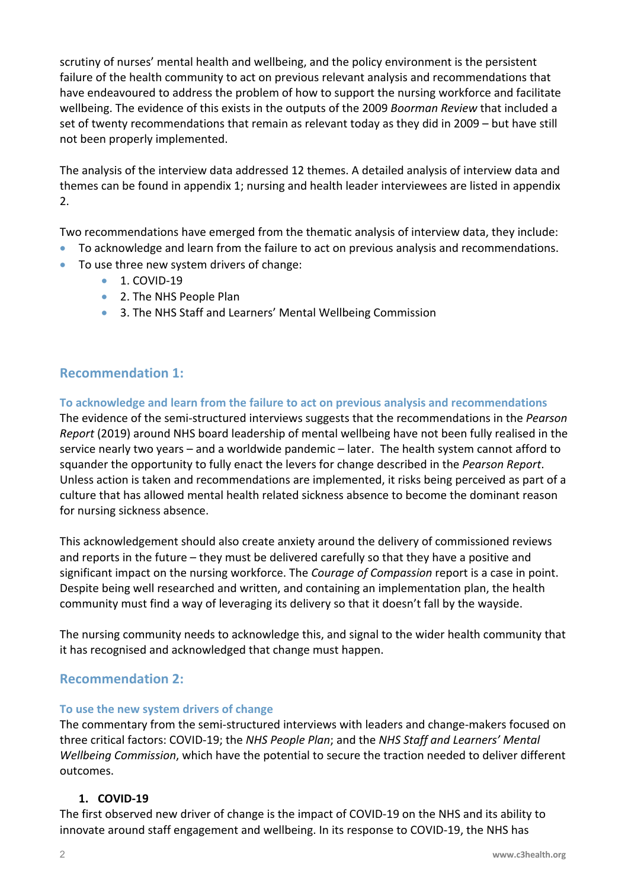scrutiny of nurses' mental health and wellbeing, and the policy environment is the persistent failure of the health community to act on previous relevant analysis and recommendations that have endeavoured to address the problem of how to support the nursing workforce and facilitate wellbeing. The evidence of this exists in the outputs of the 2009 *Boorman Review* that included a set of twenty recommendations that remain as relevant today as they did in 2009 – but have still not been properly implemented.

The analysis of the interview data addressed 12 themes. A detailed analysis of interview data and themes can be found in appendix 1; nursing and health leader interviewees are listed in appendix 2.

Two recommendations have emerged from the thematic analysis of interview data, they include:

- To acknowledge and learn from the failure to act on previous analysis and recommendations.
- To use three new system drivers of change:
    - 1. COVID-19
    - 2. The NHS People Plan
    - 3. The NHS Staff and Learners' Mental Wellbeing Commission

## Recommendation 1:

### To acknowledge and learn from the failure to act on previous analysis and recommendations

The evidence of the semi-structured interviews suggests that the recommendations in the *Pearson Report* (2019) around NHS board leadership of mental wellbeing have not been fully realised in the service nearly two years – and a worldwide pandemic – later. The health system cannot afford to squander the opportunity to fully enact the levers for change described in the *Pearson Report*. Unless action is taken and recommendations are implemented, it risks being perceived as part of a culture that has allowed mental health related sickness absence to become the dominant reason for nursing sickness absence.

This acknowledgement should also create anxiety around the delivery of commissioned reviews and reports in the future – they must be delivered carefully so that they have a positive and significant impact on the nursing workforce. The *Courage of Compassion* report is a case in point. Despite being well researched and written, and containing an implementation plan, the health community must find a way of leveraging its delivery so that it doesn't fall by the wayside.

The nursing community needs to acknowledge this, and signal to the wider health community that it has recognised and acknowledged that change must happen.

## Recommendation 2:

### To use the new system drivers of change

The commentary from the semi-structured interviews with leaders and change-makers focused on three critical factors: COVID-19; the *NHS People Plan*; and the *NHS Staff and Learners' Mental Wellbeing Commission*, which have the potential to secure the traction needed to deliver different outcomes.

**1. COVID-19**

The first observed new driver of change is the impact of COVID-19 on the NHS and its ability to innovate around staff engagement and wellbeing. In its response to COVID-19, the NHS has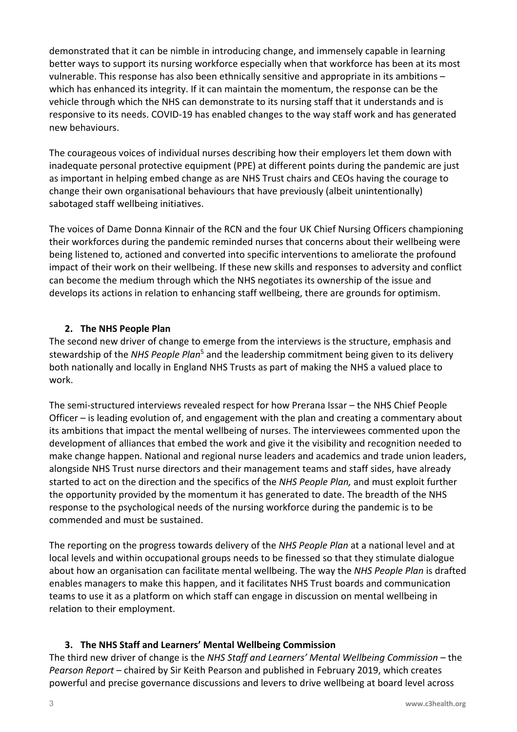demonstrated that it can be nimble in introducing change, and immensely capable in learning better ways to support its nursing workforce especially when that workforce has been at its most vulnerable. This response has also been ethnically sensitive and appropriate in its ambitions – which has enhanced its integrity. If it can maintain the momentum, the response can be the vehicle through which the NHS can demonstrate to its nursing staff that it understands and is responsive to its needs. COVID-19 has enabled changes to the way staff work and has generated new behaviours.

The courageous voices of individual nurses describing how their employers let them down with inadequate personal protective equipment (PPE) at different points during the pandemic are just as important in helping embed change as are NHS Trust chairs and CEOs having the courage to change their own organisational behaviours that have previously (albeit unintentionally) sabotaged staff wellbeing initiatives.

The voices of Dame Donna Kinnair of the RCN and the four UK Chief Nursing Officers championing their workforces during the pandemic reminded nurses that concerns about their wellbeing were being listened to, actioned and converted into specific interventions to ameliorate the profound impact of their work on their wellbeing. If these new skills and responses to adversity and conflict can become the medium through which the NHS negotiates its ownership of the issue and develops its actions in relation to enhancing staff wellbeing, there are grounds for optimism.

### 2. The NHS People Plan

The second new driver of change to emerge from the interviews is the structure, emphasis and stewardship of the *NHS People Plan*[5] and the leadership commitment being given to its delivery both nationally and locally in England NHS Trusts as part of making the NHS a valued place to work.

The semi-structured interviews revealed respect for how Prerana Issar – the NHS Chief People Officer – is leading evolution of, and engagement with the plan and creating a commentary about its ambitions that impact the mental wellbeing of nurses. The interviewees commented upon the development of alliances that embed the work and give it the visibility and recognition needed to make change happen. National and regional nurse leaders and academics and trade union leaders, alongside NHS Trust nurse directors and their management teams and staff sides, have already started to act on the direction and the specifics of the *NHS People Plan,* and must exploit further the opportunity provided by the momentum it has generated to date. The breadth of the NHS response to the psychological needs of the nursing workforce during the pandemic is to be commended and must be sustained.

The reporting on the progress towards delivery of the *NHS People Plan* at a national level and at local levels and within occupational groups needs to be finessed so that they stimulate dialogue about how an organisation can facilitate mental wellbeing. The way the *NHS People Plan* is drafted enables managers to make this happen, and it facilitates NHS Trust boards and communication teams to use it as a platform on which staff can engage in discussion on mental wellbeing in relation to their employment.

### 3. The NHS Staff and Learners' Mental Wellbeing Commission

The third new driver of change is the *NHS Staff and Learners' Mental Wellbeing Commission* – the *Pearson Report* – chaired by Sir Keith Pearson and published in February 2019, which creates powerful and precise governance discussions and levers to drive wellbeing at board level across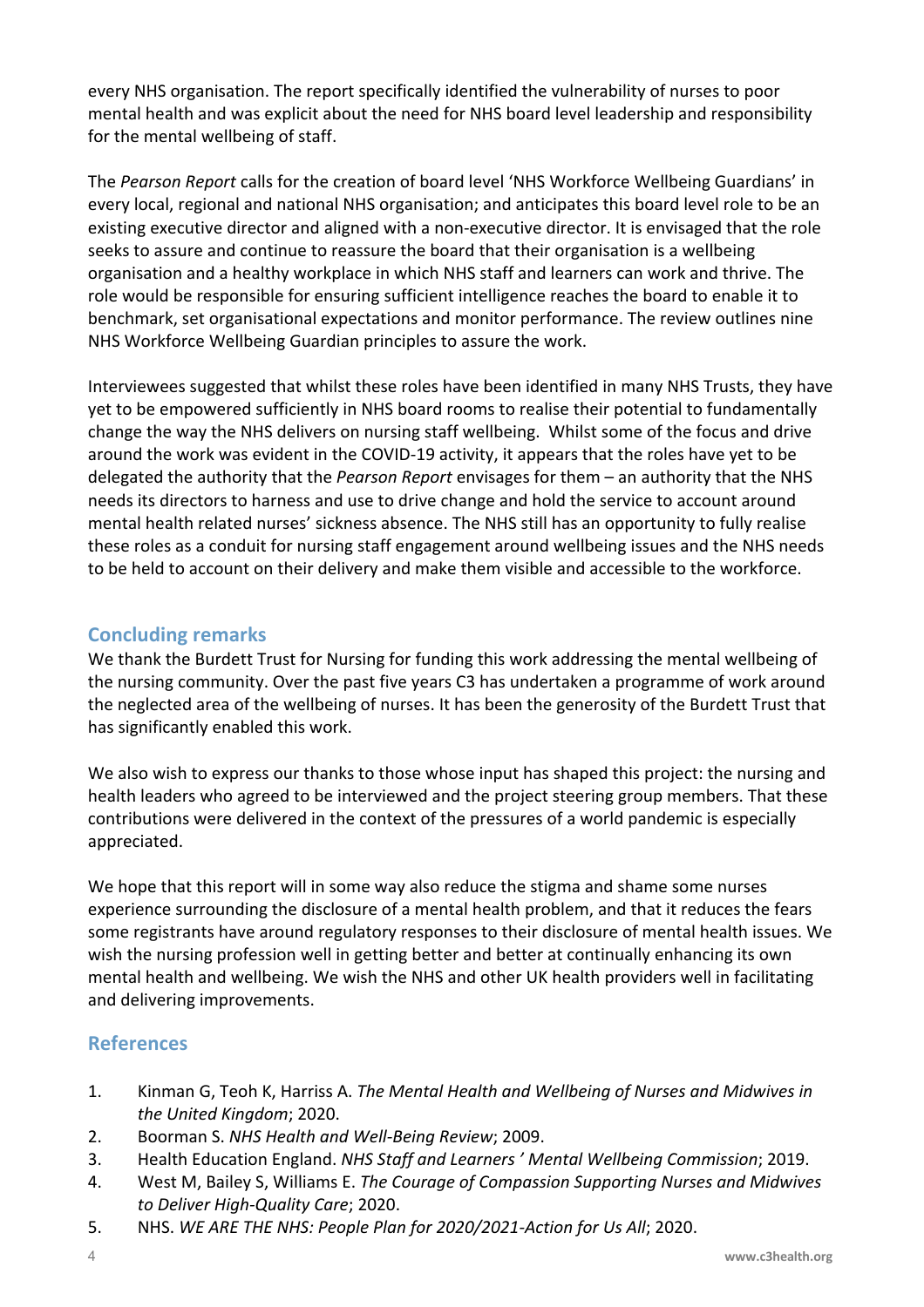every NHS organisation. The report specifically identified the vulnerability of nurses to poor mental health and was explicit about the need for NHS board level leadership and responsibility for the mental wellbeing of staff.

The *Pearson Report* calls for the creation of board level 'NHS Workforce Wellbeing Guardians' in every local, regional and national NHS organisation; and anticipates this board level role to be an existing executive director and aligned with a non-executive director. It is envisaged that the role seeks to assure and continue to reassure the board that their organisation is a wellbeing organisation and a healthy workplace in which NHS staff and learners can work and thrive. The role would be responsible for ensuring sufficient intelligence reaches the board to enable it to benchmark, set organisational expectations and monitor performance. The review outlines nine NHS Workforce Wellbeing Guardian principles to assure the work.

Interviewees suggested that whilst these roles have been identified in many NHS Trusts, they have yet to be empowered sufficiently in NHS board rooms to realise their potential to fundamentally change the way the NHS delivers on nursing staff wellbeing. Whilst some of the focus and drive around the work was evident in the COVID-19 activity, it appears that the roles have yet to be delegated the authority that the *Pearson Report* envisages for them – an authority that the NHS needs its directors to harness and use to drive change and hold the service to account around mental health related nurses' sickness absence. The NHS still has an opportunity to fully realise these roles as a conduit for nursing staff engagement around wellbeing issues and the NHS needs to be held to account on their delivery and make them visible and accessible to the workforce.

## Concluding remarks

We thank the Burdett Trust for Nursing for funding this work addressing the mental wellbeing of the nursing community. Over the past five years C3 has undertaken a programme of work around the neglected area of the wellbeing of nurses. It has been the generosity of the Burdett Trust that has significantly enabled this work.

We also wish to express our thanks to those whose input has shaped this project: the nursing and health leaders who agreed to be interviewed and the project steering group members. That these contributions were delivered in the context of the pressures of a world pandemic is especially appreciated.

We hope that this report will in some way also reduce the stigma and shame some nurses experience surrounding the disclosure of a mental health problem, and that it reduces the fears some registrants have around regulatory responses to their disclosure of mental health issues. We wish the nursing profession well in getting better and better at continually enhancing its own mental health and wellbeing. We wish the NHS and other UK health providers well in facilitating and delivering improvements.

## References

1. Kinman G, Teoh K, Harriss A. *The Mental Health and Wellbeing of Nurses and Midwives in the United Kingdom*; 2020.
2. Boorman S. *NHS Health and Well-Being Review*; 2009.
3. Health Education England. *NHS Staff and Learners ' Mental Wellbeing Commission*; 2019.
4. West M, Bailey S, Williams E. *The Courage of Compassion Supporting Nurses and Midwives to Deliver High-Quality Care*; 2020.
5. NHS. *WE ARE THE NHS: People Plan for 2020/2021-Action for Us All*; 2020.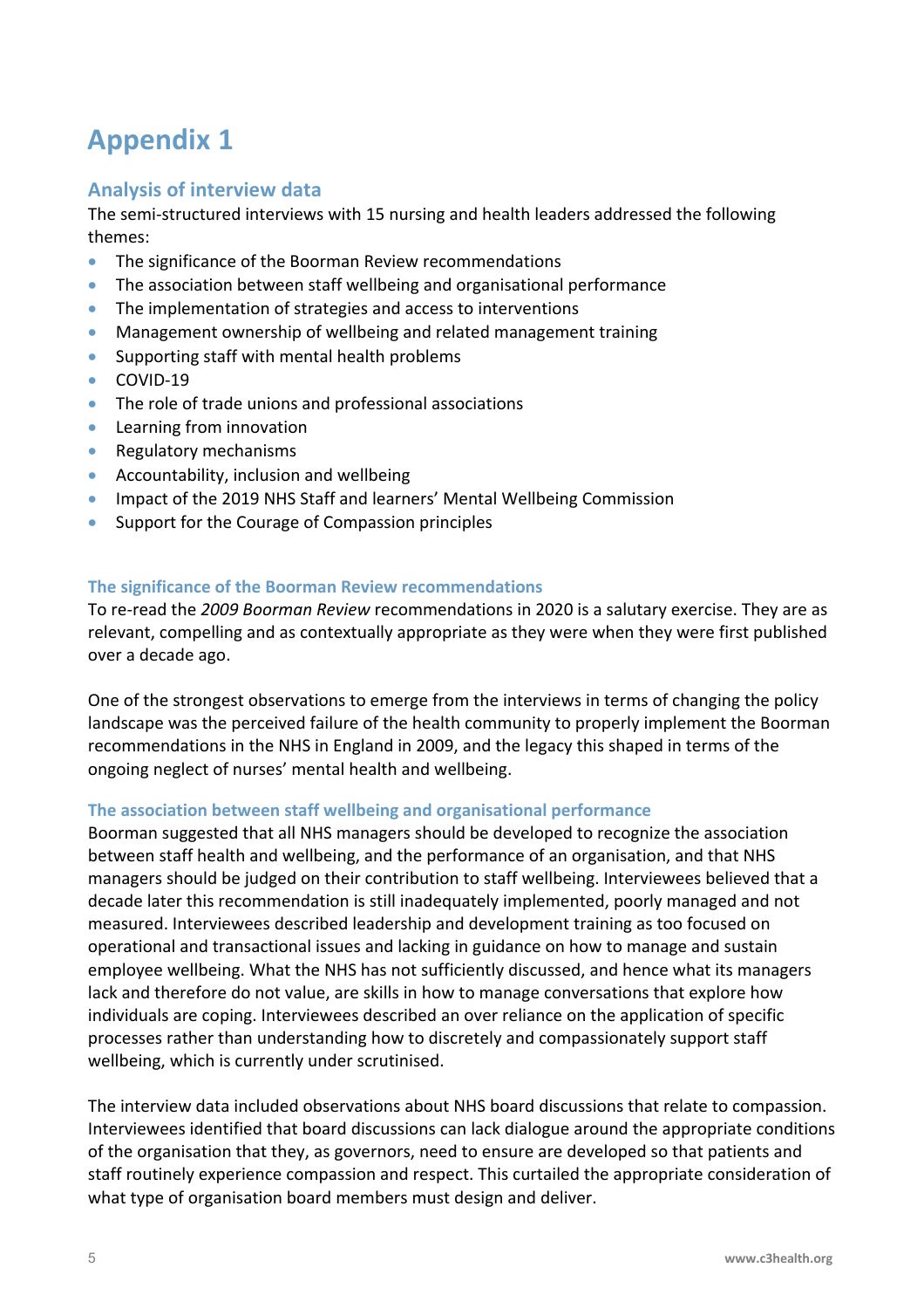# Appendix 1

## Analysis of interview data

The semi-structured interviews with 15 nursing and health leaders addressed the following themes:

- The significance of the Boorman Review recommendations
- The association between staff wellbeing and organisational performance
- The implementation of strategies and access to interventions
- Management ownership of wellbeing and related management training
- Supporting staff with mental health problems
- COVID-19
- The role of trade unions and professional associations
- Learning from innovation
- Regulatory mechanisms
- Accountability, inclusion and wellbeing
- Impact of the 2019 NHS Staff and learners' Mental Wellbeing Commission
- Support for the Courage of Compassion principles

### The significance of the Boorman Review recommendations

To re-read the *2009 Boorman Review* recommendations in 2020 is a salutary exercise. They are as relevant, compelling and as contextually appropriate as they were when they were first published over a decade ago.

One of the strongest observations to emerge from the interviews in terms of changing the policy landscape was the perceived failure of the health community to properly implement the Boorman recommendations in the NHS in England in 2009, and the legacy this shaped in terms of the ongoing neglect of nurses' mental health and wellbeing.

### The association between staff wellbeing and organisational performance

Boorman suggested that all NHS managers should be developed to recognize the association between staff health and wellbeing, and the performance of an organisation, and that NHS managers should be judged on their contribution to staff wellbeing. Interviewees believed that a decade later this recommendation is still inadequately implemented, poorly managed and not measured. Interviewees described leadership and development training as too focused on operational and transactional issues and lacking in guidance on how to manage and sustain employee wellbeing. What the NHS has not sufficiently discussed, and hence what its managers lack and therefore do not value, are skills in how to manage conversations that explore how individuals are coping. Interviewees described an over reliance on the application of specific processes rather than understanding how to discretely and compassionately support staff wellbeing, which is currently under scrutinised.

The interview data included observations about NHS board discussions that relate to compassion. Interviewees identified that board discussions can lack dialogue around the appropriate conditions of the organisation that they, as governors, need to ensure are developed so that patients and staff routinely experience compassion and respect. This curtailed the appropriate consideration of what type of organisation board members must design and deliver.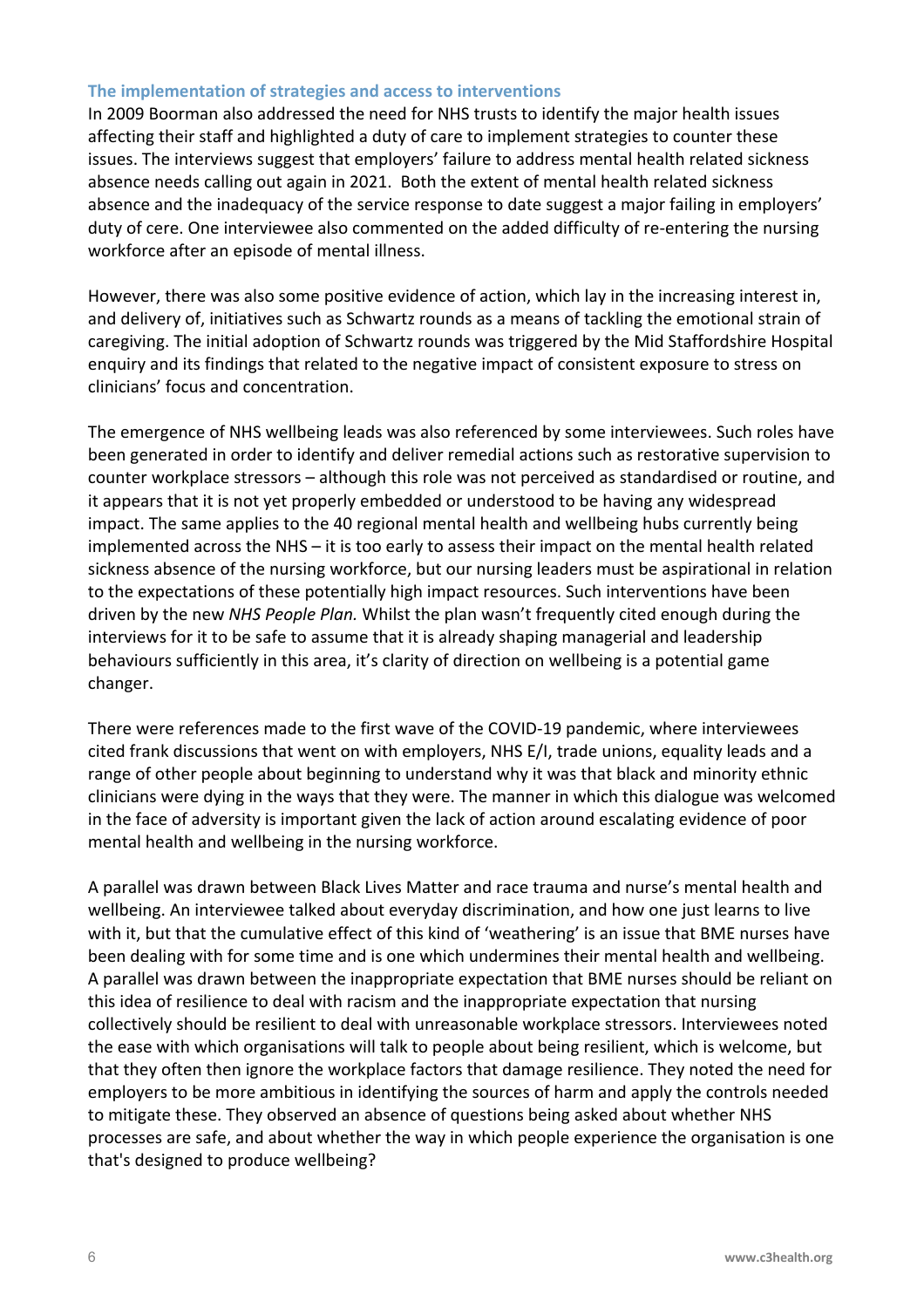### The implementation of strategies and access to interventions

In 2009 Boorman also addressed the need for NHS trusts to identify the major health issues affecting their staff and highlighted a duty of care to implement strategies to counter these issues. The interviews suggest that employers' failure to address mental health related sickness absence needs calling out again in 2021. Both the extent of mental health related sickness absence and the inadequacy of the service response to date suggest a major failing in employers' duty of cere. One interviewee also commented on the added difficulty of re-entering the nursing workforce after an episode of mental illness.

However, there was also some positive evidence of action, which lay in the increasing interest in, and delivery of, initiatives such as Schwartz rounds as a means of tackling the emotional strain of caregiving. The initial adoption of Schwartz rounds was triggered by the Mid Staffordshire Hospital enquiry and its findings that related to the negative impact of consistent exposure to stress on clinicians' focus and concentration.

The emergence of NHS wellbeing leads was also referenced by some interviewees. Such roles have been generated in order to identify and deliver remedial actions such as restorative supervision to counter workplace stressors – although this role was not perceived as standardised or routine, and it appears that it is not yet properly embedded or understood to be having any widespread impact. The same applies to the 40 regional mental health and wellbeing hubs currently being implemented across the NHS – it is too early to assess their impact on the mental health related sickness absence of the nursing workforce, but our nursing leaders must be aspirational in relation to the expectations of these potentially high impact resources. Such interventions have been driven by the new *NHS People Plan.* Whilst the plan wasn't frequently cited enough during the interviews for it to be safe to assume that it is already shaping managerial and leadership behaviours sufficiently in this area, it's clarity of direction on wellbeing is a potential game changer.

There were references made to the first wave of the COVID-19 pandemic, where interviewees cited frank discussions that went on with employers, NHS E/I, trade unions, equality leads and a range of other people about beginning to understand why it was that black and minority ethnic clinicians were dying in the ways that they were. The manner in which this dialogue was welcomed in the face of adversity is important given the lack of action around escalating evidence of poor mental health and wellbeing in the nursing workforce.

A parallel was drawn between Black Lives Matter and race trauma and nurse's mental health and wellbeing. An interviewee talked about everyday discrimination, and how one just learns to live with it, but that the cumulative effect of this kind of 'weathering' is an issue that BME nurses have been dealing with for some time and is one which undermines their mental health and wellbeing. A parallel was drawn between the inappropriate expectation that BME nurses should be reliant on this idea of resilience to deal with racism and the inappropriate expectation that nursing collectively should be resilient to deal with unreasonable workplace stressors. Interviewees noted the ease with which organisations will talk to people about being resilient, which is welcome, but that they often then ignore the workplace factors that damage resilience. They noted the need for employers to be more ambitious in identifying the sources of harm and apply the controls needed to mitigate these. They observed an absence of questions being asked about whether NHS processes are safe, and about whether the way in which people experience the organisation is one that's designed to produce wellbeing?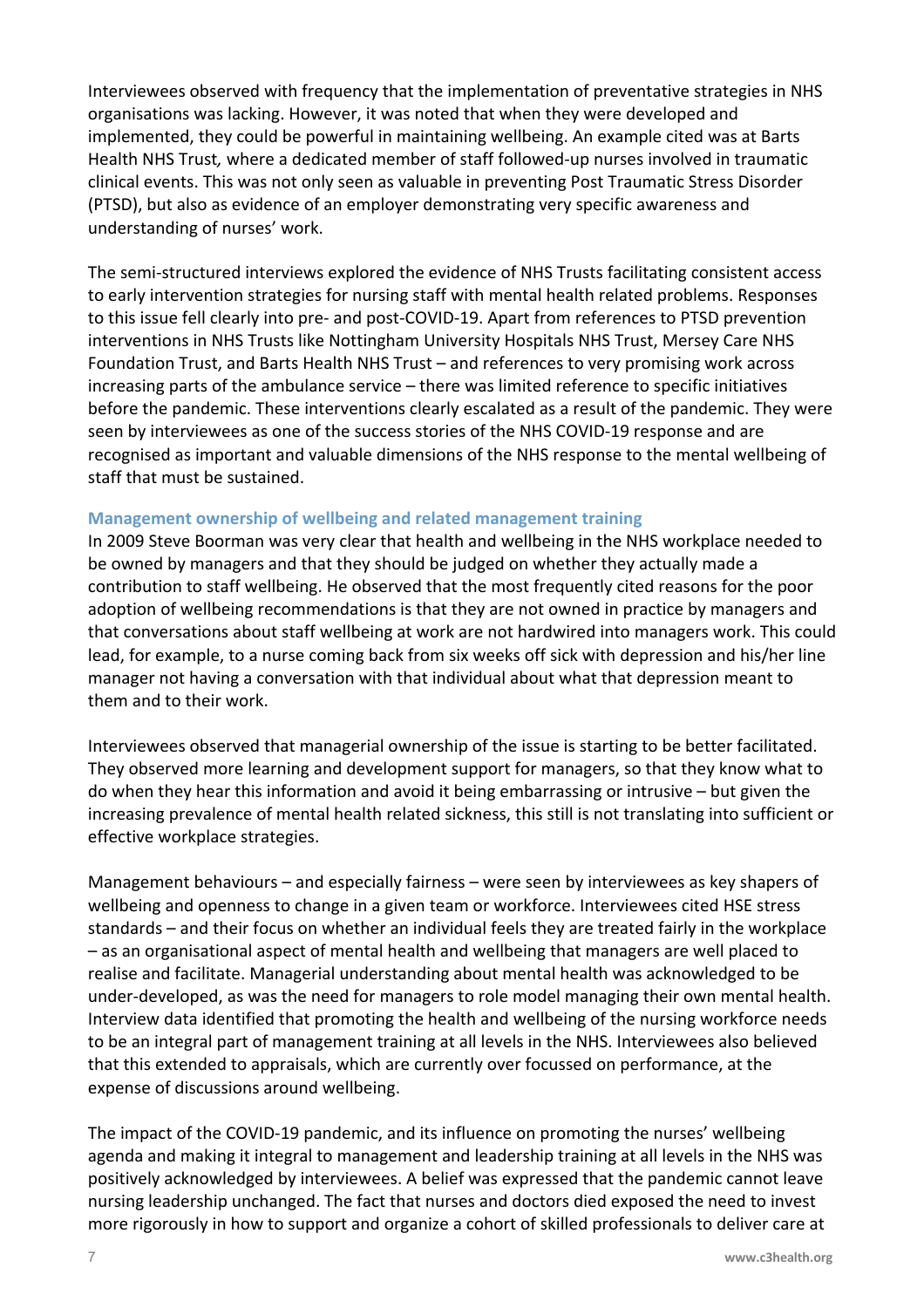Interviewees observed with frequency that the implementation of preventative strategies in NHS organisations was lacking. However, it was noted that when they were developed and implemented, they could be powerful in maintaining wellbeing. An example cited was at Barts Health NHS Trust, where a dedicated member of staff followed-up nurses involved in traumatic clinical events. This was not only seen as valuable in preventing Post Traumatic Stress Disorder (PTSD), but also as evidence of an employer demonstrating very specific awareness and understanding of nurses' work.

The semi-structured interviews explored the evidence of NHS Trusts facilitating consistent access to early intervention strategies for nursing staff with mental health related problems. Responses to this issue fell clearly into pre- and post-COVID-19. Apart from references to PTSD prevention interventions in NHS Trusts like Nottingham University Hospitals NHS Trust, Mersey Care NHS Foundation Trust, and Barts Health NHS Trust – and references to very promising work across increasing parts of the ambulance service – there was limited reference to specific initiatives before the pandemic. These interventions clearly escalated as a result of the pandemic. They were seen by interviewees as one of the success stories of the NHS COVID-19 response and are recognised as important and valuable dimensions of the NHS response to the mental wellbeing of staff that must be sustained.

### Management ownership of wellbeing and related management training

In 2009 Steve Boorman was very clear that health and wellbeing in the NHS workplace needed to be owned by managers and that they should be judged on whether they actually made a contribution to staff wellbeing. He observed that the most frequently cited reasons for the poor adoption of wellbeing recommendations is that they are not owned in practice by managers and that conversations about staff wellbeing at work are not hardwired into managers work. This could lead, for example, to a nurse coming back from six weeks off sick with depression and his/her line manager not having a conversation with that individual about what that depression meant to them and to their work.

Interviewees observed that managerial ownership of the issue is starting to be better facilitated. They observed more learning and development support for managers, so that they know what to do when they hear this information and avoid it being embarrassing or intrusive – but given the increasing prevalence of mental health related sickness, this still is not translating into sufficient or effective workplace strategies.

Management behaviours – and especially fairness – were seen by interviewees as key shapers of wellbeing and openness to change in a given team or workforce. Interviewees cited HSE stress standards – and their focus on whether an individual feels they are treated fairly in the workplace – as an organisational aspect of mental health and wellbeing that managers are well placed to realise and facilitate. Managerial understanding about mental health was acknowledged to be under-developed, as was the need for managers to role model managing their own mental health. Interview data identified that promoting the health and wellbeing of the nursing workforce needs to be an integral part of management training at all levels in the NHS. Interviewees also believed that this extended to appraisals, which are currently over focussed on performance, at the expense of discussions around wellbeing.

The impact of the COVID-19 pandemic, and its influence on promoting the nurses' wellbeing agenda and making it integral to management and leadership training at all levels in the NHS was positively acknowledged by interviewees. A belief was expressed that the pandemic cannot leave nursing leadership unchanged. The fact that nurses and doctors died exposed the need to invest more rigorously in how to support and organize a cohort of skilled professionals to deliver care at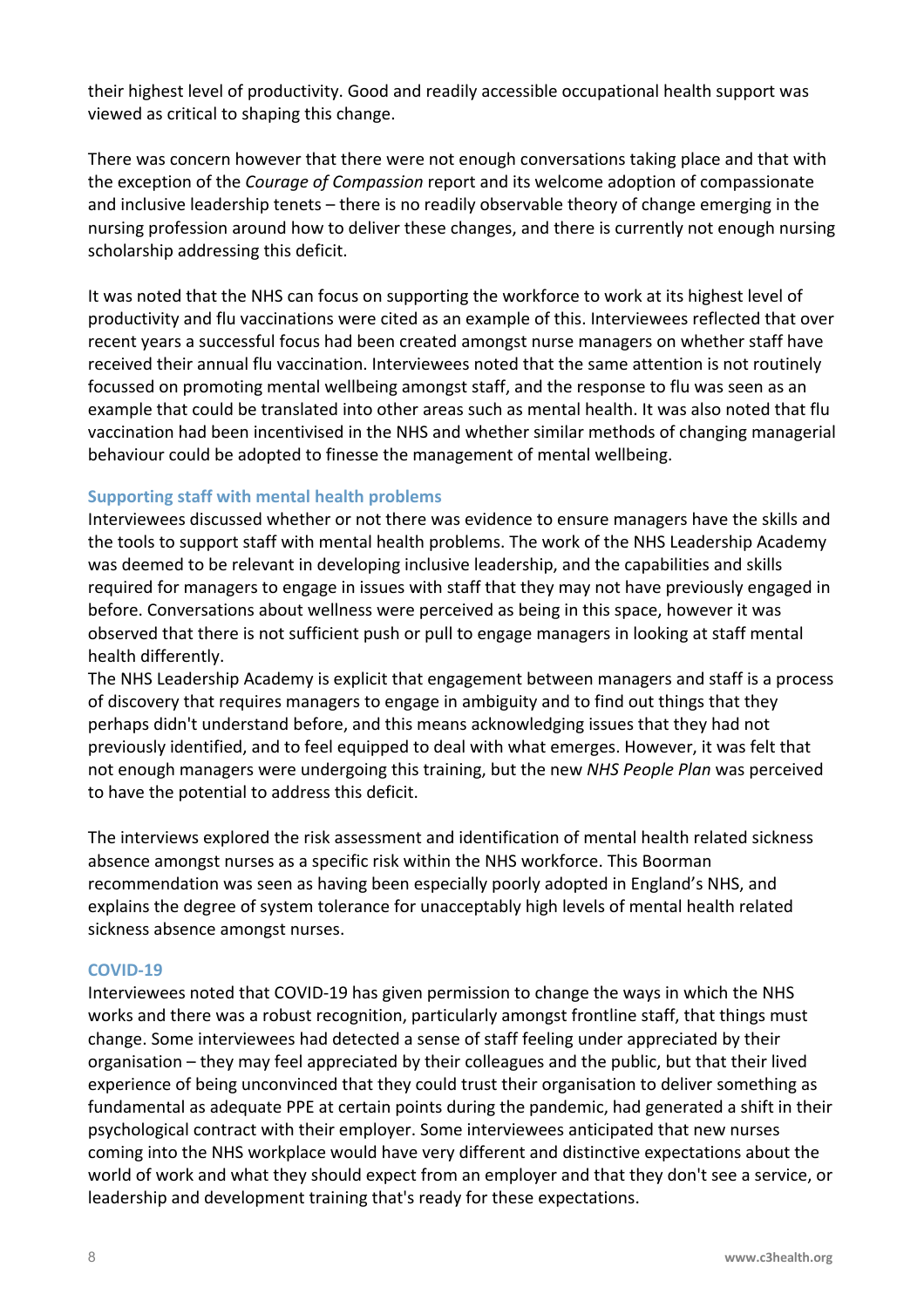their highest level of productivity. Good and readily accessible occupational health support was viewed as critical to shaping this change.

There was concern however that there were not enough conversations taking place and that with the exception of the *Courage of Compassion* report and its welcome adoption of compassionate and inclusive leadership tenets – there is no readily observable theory of change emerging in the nursing profession around how to deliver these changes, and there is currently not enough nursing scholarship addressing this deficit.

It was noted that the NHS can focus on supporting the workforce to work at its highest level of productivity and flu vaccinations were cited as an example of this. Interviewees reflected that over recent years a successful focus had been created amongst nurse managers on whether staff have received their annual flu vaccination. Interviewees noted that the same attention is not routinely focussed on promoting mental wellbeing amongst staff, and the response to flu was seen as an example that could be translated into other areas such as mental health. It was also noted that flu vaccination had been incentivised in the NHS and whether similar methods of changing managerial behaviour could be adopted to finesse the management of mental wellbeing.

### Supporting staff with mental health problems

Interviewees discussed whether or not there was evidence to ensure managers have the skills and the tools to support staff with mental health problems. The work of the NHS Leadership Academy was deemed to be relevant in developing inclusive leadership, and the capabilities and skills required for managers to engage in issues with staff that they may not have previously engaged in before. Conversations about wellness were perceived as being in this space, however it was observed that there is not sufficient push or pull to engage managers in looking at staff mental health differently.

The NHS Leadership Academy is explicit that engagement between managers and staff is a process of discovery that requires managers to engage in ambiguity and to find out things that they perhaps didn't understand before, and this means acknowledging issues that they had not previously identified, and to feel equipped to deal with what emerges. However, it was felt that not enough managers were undergoing this training, but the new *NHS People Plan* was perceived to have the potential to address this deficit.

The interviews explored the risk assessment and identification of mental health related sickness absence amongst nurses as a specific risk within the NHS workforce. This Boorman recommendation was seen as having been especially poorly adopted in England's NHS, and explains the degree of system tolerance for unacceptably high levels of mental health related sickness absence amongst nurses.

### COVID-19

Interviewees noted that COVID-19 has given permission to change the ways in which the NHS works and there was a robust recognition, particularly amongst frontline staff, that things must change. Some interviewees had detected a sense of staff feeling under appreciated by their organisation – they may feel appreciated by their colleagues and the public, but that their lived experience of being unconvinced that they could trust their organisation to deliver something as fundamental as adequate PPE at certain points during the pandemic, had generated a shift in their psychological contract with their employer. Some interviewees anticipated that new nurses coming into the NHS workplace would have very different and distinctive expectations about the world of work and what they should expect from an employer and that they don't see a service, or leadership and development training that's ready for these expectations.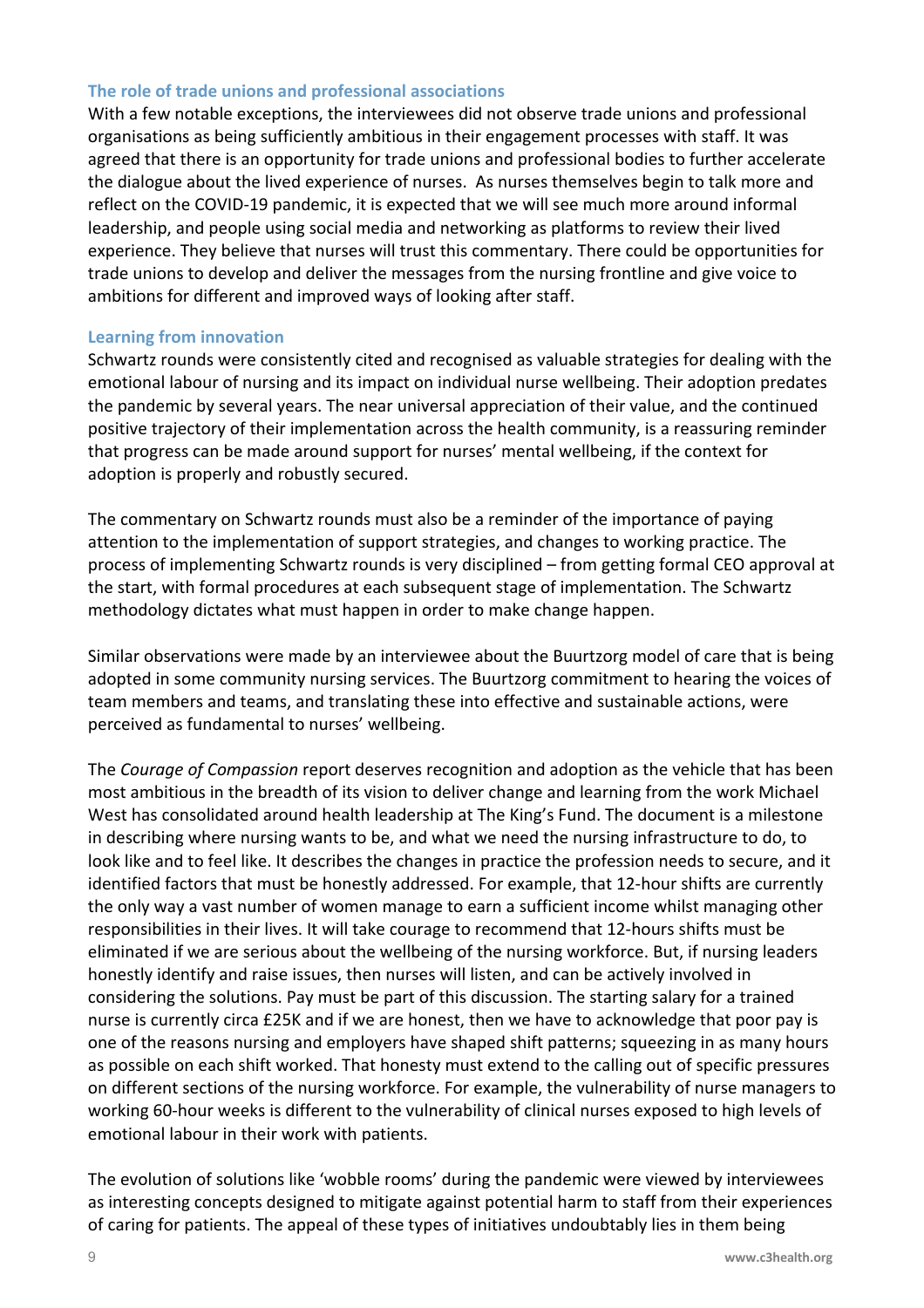### The role of trade unions and professional associations

With a few notable exceptions, the interviewees did not observe trade unions and professional organisations as being sufficiently ambitious in their engagement processes with staff. It was agreed that there is an opportunity for trade unions and professional bodies to further accelerate the dialogue about the lived experience of nurses. As nurses themselves begin to talk more and reflect on the COVID-19 pandemic, it is expected that we will see much more around informal leadership, and people using social media and networking as platforms to review their lived experience. They believe that nurses will trust this commentary. There could be opportunities for trade unions to develop and deliver the messages from the nursing frontline and give voice to ambitions for different and improved ways of looking after staff.

### Learning from innovation

Schwartz rounds were consistently cited and recognised as valuable strategies for dealing with the emotional labour of nursing and its impact on individual nurse wellbeing. Their adoption predates the pandemic by several years. The near universal appreciation of their value, and the continued positive trajectory of their implementation across the health community, is a reassuring reminder that progress can be made around support for nurses' mental wellbeing, if the context for adoption is properly and robustly secured.

The commentary on Schwartz rounds must also be a reminder of the importance of paying attention to the implementation of support strategies, and changes to working practice. The process of implementing Schwartz rounds is very disciplined – from getting formal CEO approval at the start, with formal procedures at each subsequent stage of implementation. The Schwartz methodology dictates what must happen in order to make change happen.

Similar observations were made by an interviewee about the Buurtzorg model of care that is being adopted in some community nursing services. The Buurtzorg commitment to hearing the voices of team members and teams, and translating these into effective and sustainable actions, were perceived as fundamental to nurses' wellbeing.

The *Courage of Compassion* report deserves recognition and adoption as the vehicle that has been most ambitious in the breadth of its vision to deliver change and learning from the work Michael West has consolidated around health leadership at The King's Fund. The document is a milestone in describing where nursing wants to be, and what we need the nursing infrastructure to do, to look like and to feel like. It describes the changes in practice the profession needs to secure, and it identified factors that must be honestly addressed. For example, that 12-hour shifts are currently the only way a vast number of women manage to earn a sufficient income whilst managing other responsibilities in their lives. It will take courage to recommend that 12-hours shifts must be eliminated if we are serious about the wellbeing of the nursing workforce. But, if nursing leaders honestly identify and raise issues, then nurses will listen, and can be actively involved in considering the solutions. Pay must be part of this discussion. The starting salary for a trained nurse is currently circa £25K and if we are honest, then we have to acknowledge that poor pay is one of the reasons nursing and employers have shaped shift patterns; squeezing in as many hours as possible on each shift worked. That honesty must extend to the calling out of specific pressures on different sections of the nursing workforce. For example, the vulnerability of nurse managers to working 60-hour weeks is different to the vulnerability of clinical nurses exposed to high levels of emotional labour in their work with patients.

The evolution of solutions like 'wobble rooms' during the pandemic were viewed by interviewees as interesting concepts designed to mitigate against potential harm to staff from their experiences of caring for patients. The appeal of these types of initiatives undoubtably lies in them being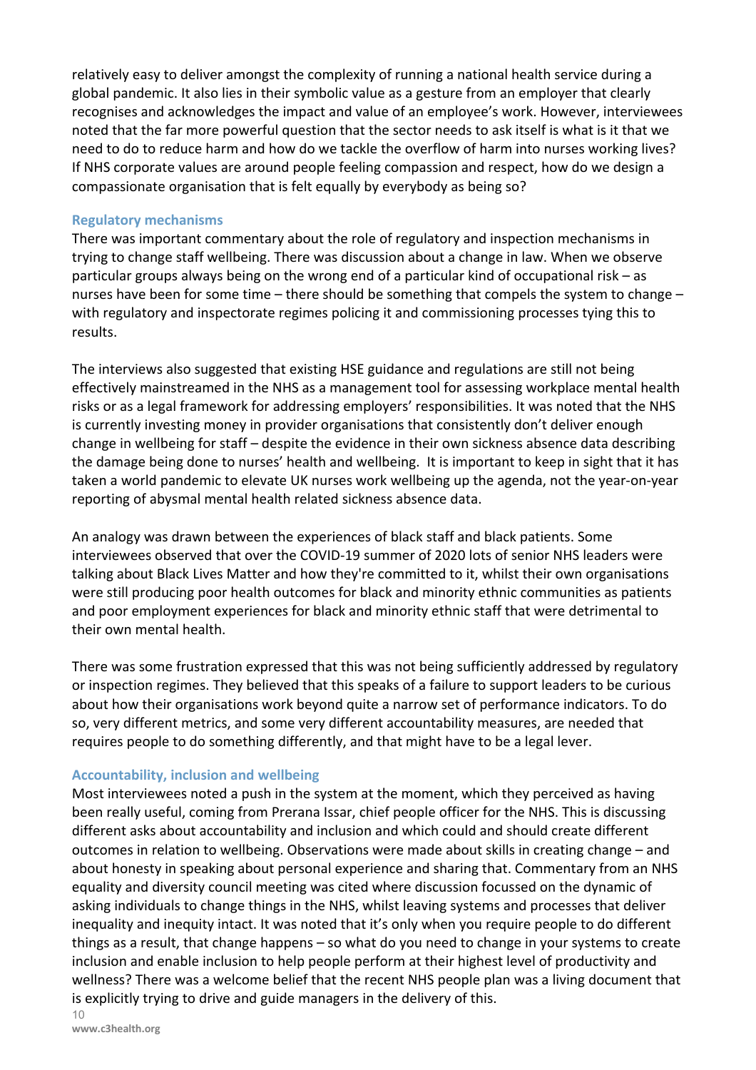relatively easy to deliver amongst the complexity of running a national health service during a global pandemic. It also lies in their symbolic value as a gesture from an employer that clearly recognises and acknowledges the impact and value of an employee's work. However, interviewees noted that the far more powerful question that the sector needs to ask itself is what is it that we need to do to reduce harm and how do we tackle the overflow of harm into nurses working lives? If NHS corporate values are around people feeling compassion and respect, how do we design a compassionate organisation that is felt equally by everybody as being so?

### Regulatory mechanisms

There was important commentary about the role of regulatory and inspection mechanisms in trying to change staff wellbeing. There was discussion about a change in law. When we observe particular groups always being on the wrong end of a particular kind of occupational risk – as nurses have been for some time – there should be something that compels the system to change – with regulatory and inspectorate regimes policing it and commissioning processes tying this to results.

The interviews also suggested that existing HSE guidance and regulations are still not being effectively mainstreamed in the NHS as a management tool for assessing workplace mental health risks or as a legal framework for addressing employers' responsibilities. It was noted that the NHS is currently investing money in provider organisations that consistently don't deliver enough change in wellbeing for staff – despite the evidence in their own sickness absence data describing the damage being done to nurses' health and wellbeing. It is important to keep in sight that it has taken a world pandemic to elevate UK nurses work wellbeing up the agenda, not the year-on-year reporting of abysmal mental health related sickness absence data.

An analogy was drawn between the experiences of black staff and black patients. Some interviewees observed that over the COVID-19 summer of 2020 lots of senior NHS leaders were talking about Black Lives Matter and how they're committed to it, whilst their own organisations were still producing poor health outcomes for black and minority ethnic communities as patients and poor employment experiences for black and minority ethnic staff that were detrimental to their own mental health.

There was some frustration expressed that this was not being sufficiently addressed by regulatory or inspection regimes. They believed that this speaks of a failure to support leaders to be curious about how their organisations work beyond quite a narrow set of performance indicators. To do so, very different metrics, and some very different accountability measures, are needed that requires people to do something differently, and that might have to be a legal lever.

### Accountability, inclusion and wellbeing

Most interviewees noted a push in the system at the moment, which they perceived as having been really useful, coming from Prerana Issar, chief people officer for the NHS. This is discussing different asks about accountability and inclusion and which could and should create different outcomes in relation to wellbeing. Observations were made about skills in creating change – and about honesty in speaking about personal experience and sharing that. Commentary from an NHS equality and diversity council meeting was cited where discussion focussed on the dynamic of asking individuals to change things in the NHS, whilst leaving systems and processes that deliver inequality and inequity intact. It was noted that it's only when you require people to do different things as a result, that change happens – so what do you need to change in your systems to create inclusion and enable inclusion to help people perform at their highest level of productivity and wellness? There was a welcome belief that the recent NHS people plan was a living document that is explicitly trying to drive and guide managers in the delivery of this.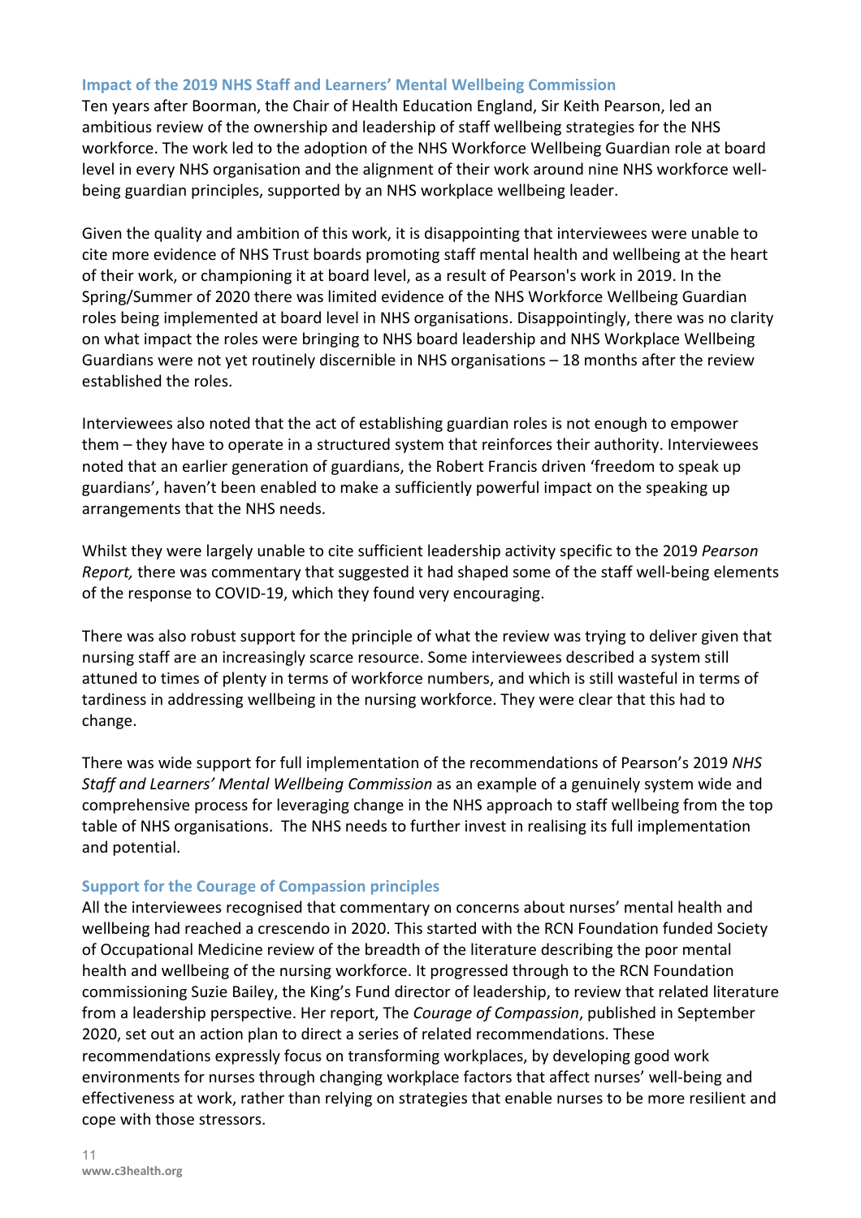### Impact of the 2019 NHS Staff and Learners' Mental Wellbeing Commission

Ten years after Boorman, the Chair of Health Education England, Sir Keith Pearson, led an ambitious review of the ownership and leadership of staff wellbeing strategies for the NHS workforce. The work led to the adoption of the NHS Workforce Wellbeing Guardian role at board level in every NHS organisation and the alignment of their work around nine NHS workforce well-being guardian principles, supported by an NHS workplace wellbeing leader.

Given the quality and ambition of this work, it is disappointing that interviewees were unable to cite more evidence of NHS Trust boards promoting staff mental health and wellbeing at the heart of their work, or championing it at board level, as a result of Pearson's work in 2019. In the Spring/Summer of 2020 there was limited evidence of the NHS Workforce Wellbeing Guardian roles being implemented at board level in NHS organisations. Disappointingly, there was no clarity on what impact the roles were bringing to NHS board leadership and NHS Workplace Wellbeing Guardians were not yet routinely discernible in NHS organisations – 18 months after the review established the roles.

Interviewees also noted that the act of establishing guardian roles is not enough to empower them – they have to operate in a structured system that reinforces their authority. Interviewees noted that an earlier generation of guardians, the Robert Francis driven 'freedom to speak up guardians', haven't been enabled to make a sufficiently powerful impact on the speaking up arrangements that the NHS needs.

Whilst they were largely unable to cite sufficient leadership activity specific to the 2019 *Pearson Report,* there was commentary that suggested it had shaped some of the staff well-being elements of the response to COVID-19, which they found very encouraging.

There was also robust support for the principle of what the review was trying to deliver given that nursing staff are an increasingly scarce resource. Some interviewees described a system still attuned to times of plenty in terms of workforce numbers, and which is still wasteful in terms of tardiness in addressing wellbeing in the nursing workforce. They were clear that this had to change.

There was wide support for full implementation of the recommendations of Pearson's 2019 *NHS Staff and Learners' Mental Wellbeing Commission* as an example of a genuinely system wide and comprehensive process for leveraging change in the NHS approach to staff wellbeing from the top table of NHS organisations. The NHS needs to further invest in realising its full implementation and potential.

### Support for the Courage of Compassion principles

All the interviewees recognised that commentary on concerns about nurses' mental health and wellbeing had reached a crescendo in 2020. This started with the RCN Foundation funded Society of Occupational Medicine review of the breadth of the literature describing the poor mental health and wellbeing of the nursing workforce. It progressed through to the RCN Foundation commissioning Suzie Bailey, the King's Fund director of leadership, to review that related literature from a leadership perspective. Her report, The *Courage of Compassion*, published in September 2020, set out an action plan to direct a series of related recommendations. These recommendations expressly focus on transforming workplaces, by developing good work environments for nurses through changing workplace factors that affect nurses' well-being and effectiveness at work, rather than relying on strategies that enable nurses to be more resilient and cope with those stressors.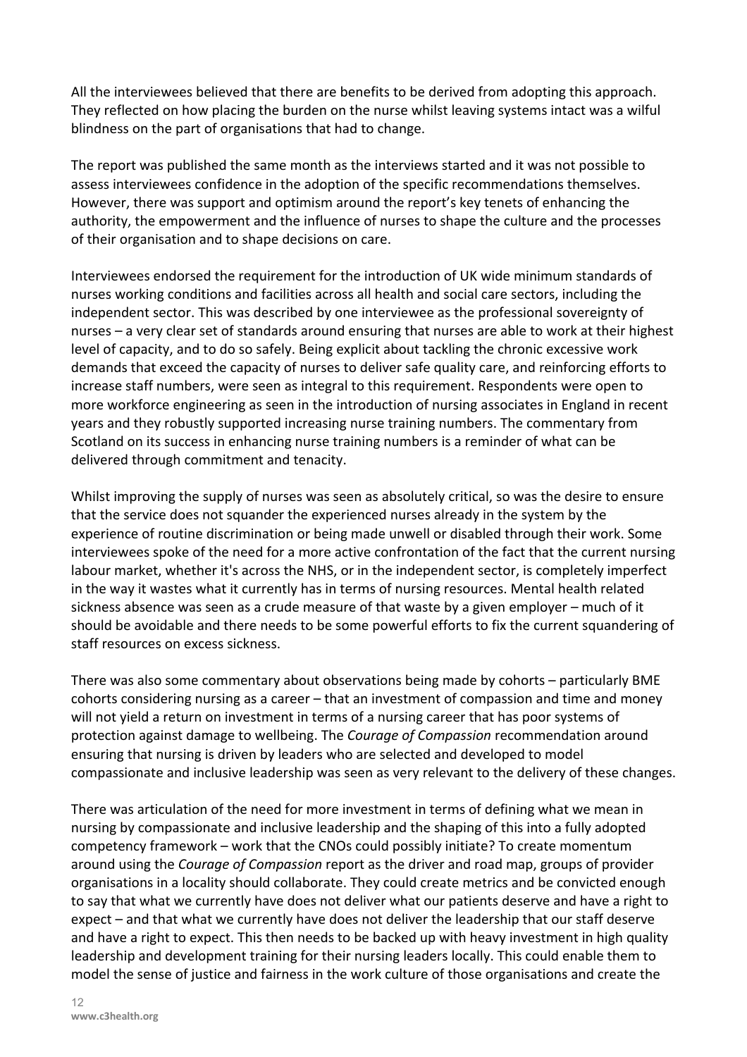All the interviewees believed that there are benefits to be derived from adopting this approach. They reflected on how placing the burden on the nurse whilst leaving systems intact was a wilful blindness on the part of organisations that had to change.

The report was published the same month as the interviews started and it was not possible to assess interviewees confidence in the adoption of the specific recommendations themselves. However, there was support and optimism around the report's key tenets of enhancing the authority, the empowerment and the influence of nurses to shape the culture and the processes of their organisation and to shape decisions on care.

Interviewees endorsed the requirement for the introduction of UK wide minimum standards of nurses working conditions and facilities across all health and social care sectors, including the independent sector. This was described by one interviewee as the professional sovereignty of nurses – a very clear set of standards around ensuring that nurses are able to work at their highest level of capacity, and to do so safely. Being explicit about tackling the chronic excessive work demands that exceed the capacity of nurses to deliver safe quality care, and reinforcing efforts to increase staff numbers, were seen as integral to this requirement. Respondents were open to more workforce engineering as seen in the introduction of nursing associates in England in recent years and they robustly supported increasing nurse training numbers. The commentary from Scotland on its success in enhancing nurse training numbers is a reminder of what can be delivered through commitment and tenacity.

Whilst improving the supply of nurses was seen as absolutely critical, so was the desire to ensure that the service does not squander the experienced nurses already in the system by the experience of routine discrimination or being made unwell or disabled through their work. Some interviewees spoke of the need for a more active confrontation of the fact that the current nursing labour market, whether it's across the NHS, or in the independent sector, is completely imperfect in the way it wastes what it currently has in terms of nursing resources. Mental health related sickness absence was seen as a crude measure of that waste by a given employer – much of it should be avoidable and there needs to be some powerful efforts to fix the current squandering of staff resources on excess sickness.

There was also some commentary about observations being made by cohorts – particularly BME cohorts considering nursing as a career – that an investment of compassion and time and money will not yield a return on investment in terms of a nursing career that has poor systems of protection against damage to wellbeing. The *Courage of Compassion* recommendation around ensuring that nursing is driven by leaders who are selected and developed to model compassionate and inclusive leadership was seen as very relevant to the delivery of these changes.

There was articulation of the need for more investment in terms of defining what we mean in nursing by compassionate and inclusive leadership and the shaping of this into a fully adopted competency framework – work that the CNOs could possibly initiate? To create momentum around using the *Courage of Compassion* report as the driver and road map, groups of provider organisations in a locality should collaborate. They could create metrics and be convicted enough to say that what we currently have does not deliver what our patients deserve and have a right to expect – and that what we currently have does not deliver the leadership that our staff deserve and have a right to expect. This then needs to be backed up with heavy investment in high quality leadership and development training for their nursing leaders locally. This could enable them to model the sense of justice and fairness in the work culture of those organisations and create the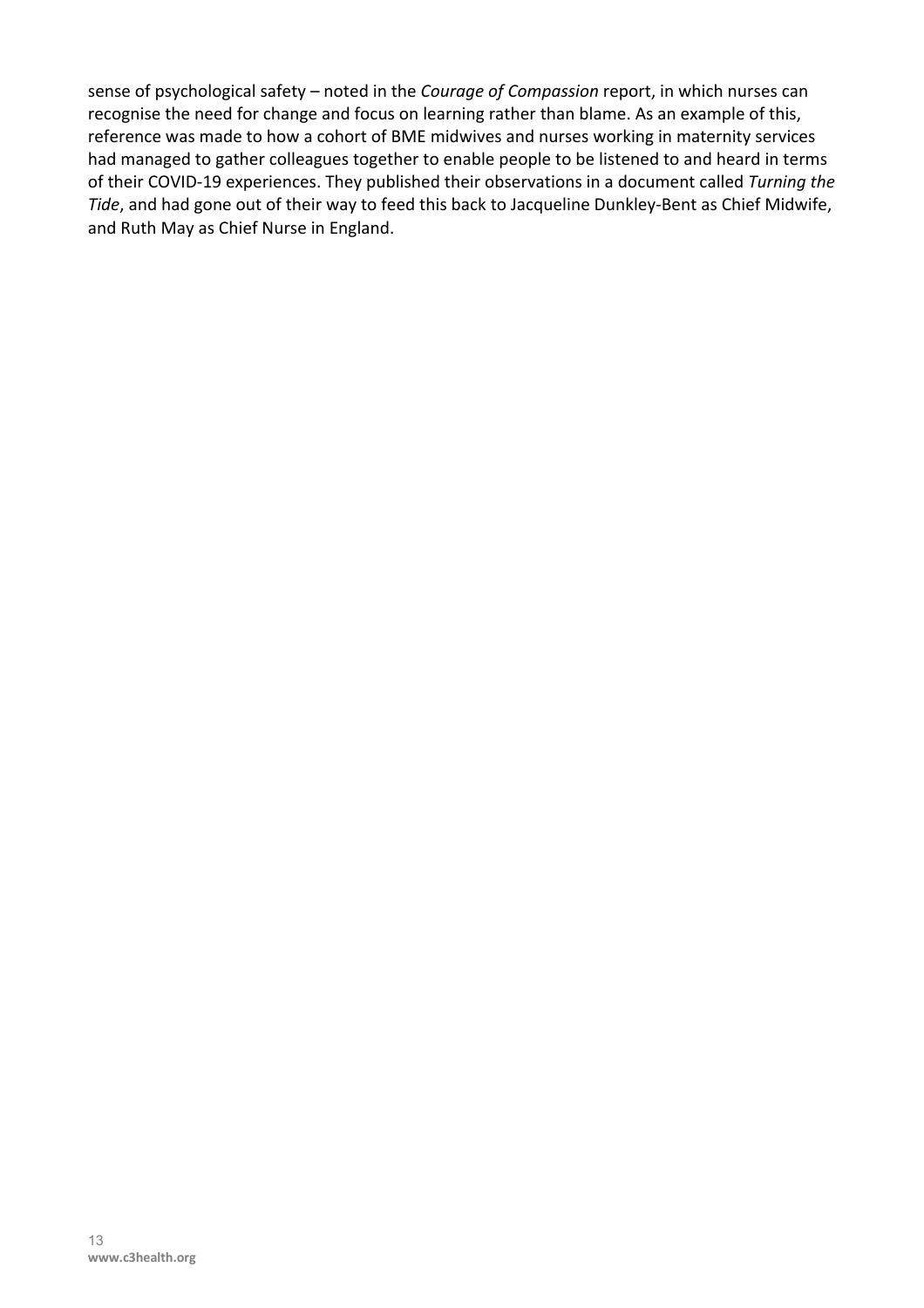sense of psychological safety – noted in the *Courage of Compassion* report, in which nurses can recognise the need for change and focus on learning rather than blame. As an example of this, reference was made to how a cohort of BME midwives and nurses working in maternity services had managed to gather colleagues together to enable people to be listened to and heard in terms of their COVID-19 experiences. They published their observations in a document called *Turning the Tide*, and had gone out of their way to feed this back to Jacqueline Dunkley-Bent as Chief Midwife, and Ruth May as Chief Nurse in England.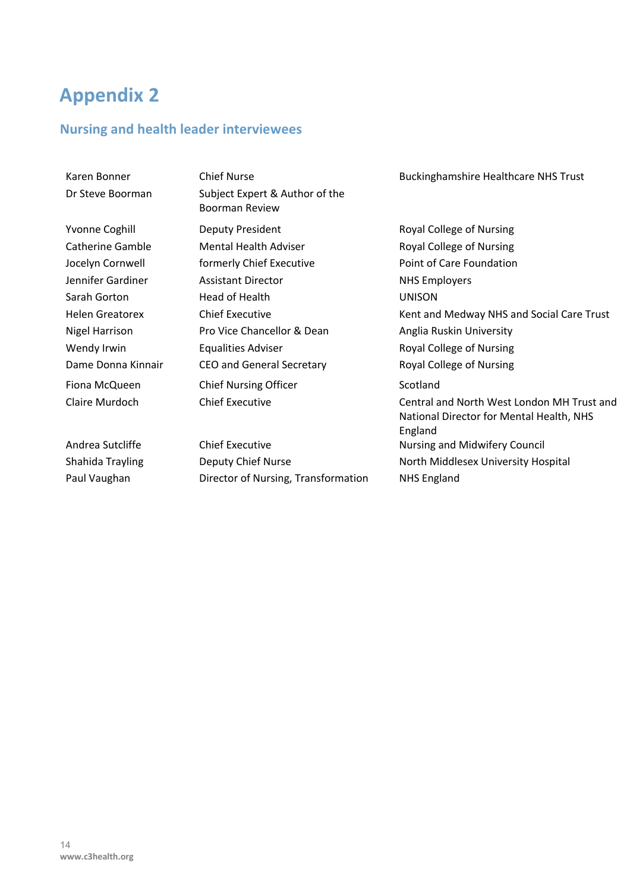# Appendix 2

## Nursing and health leader interviewees

| | | |
|---|---|---|
| Karen Bonner | Chief Nurse | Buckinghamshire Healthcare NHS Trust |
| Dr Steve Boorman | Subject Expert & Author of the Boorman Review | |
| Yvonne Coghill | Deputy President | Royal College of Nursing |
| Catherine Gamble | Mental Health Adviser | Royal College of Nursing |
| Jocelyn Cornwell | formerly Chief Executive | Point of Care Foundation |
| Jennifer Gardiner | Assistant Director | NHS Employers |
| Sarah Gorton | Head of Health | UNISON |
| Helen Greatorex | Chief Executive | Kent and Medway NHS and Social Care Trust |
| Nigel Harrison | Pro Vice Chancellor & Dean | Anglia Ruskin University |
| Wendy Irwin | Equalities Adviser | Royal College of Nursing |
| Dame Donna Kinnair | CEO and General Secretary | Royal College of Nursing |
| Fiona McQueen | Chief Nursing Officer | Scotland |
| Claire Murdoch | Chief Executive | Central and North West London MH Trust and National Director for Mental Health, NHS England |
| Andrea Sutcliffe | Chief Executive | Nursing and Midwifery Council |
| Shahida Trayling | Deputy Chief Nurse | North Middlesex University Hospital |
| Paul Vaughan | Director of Nursing, Transformation | NHS England |

www.c3health.org